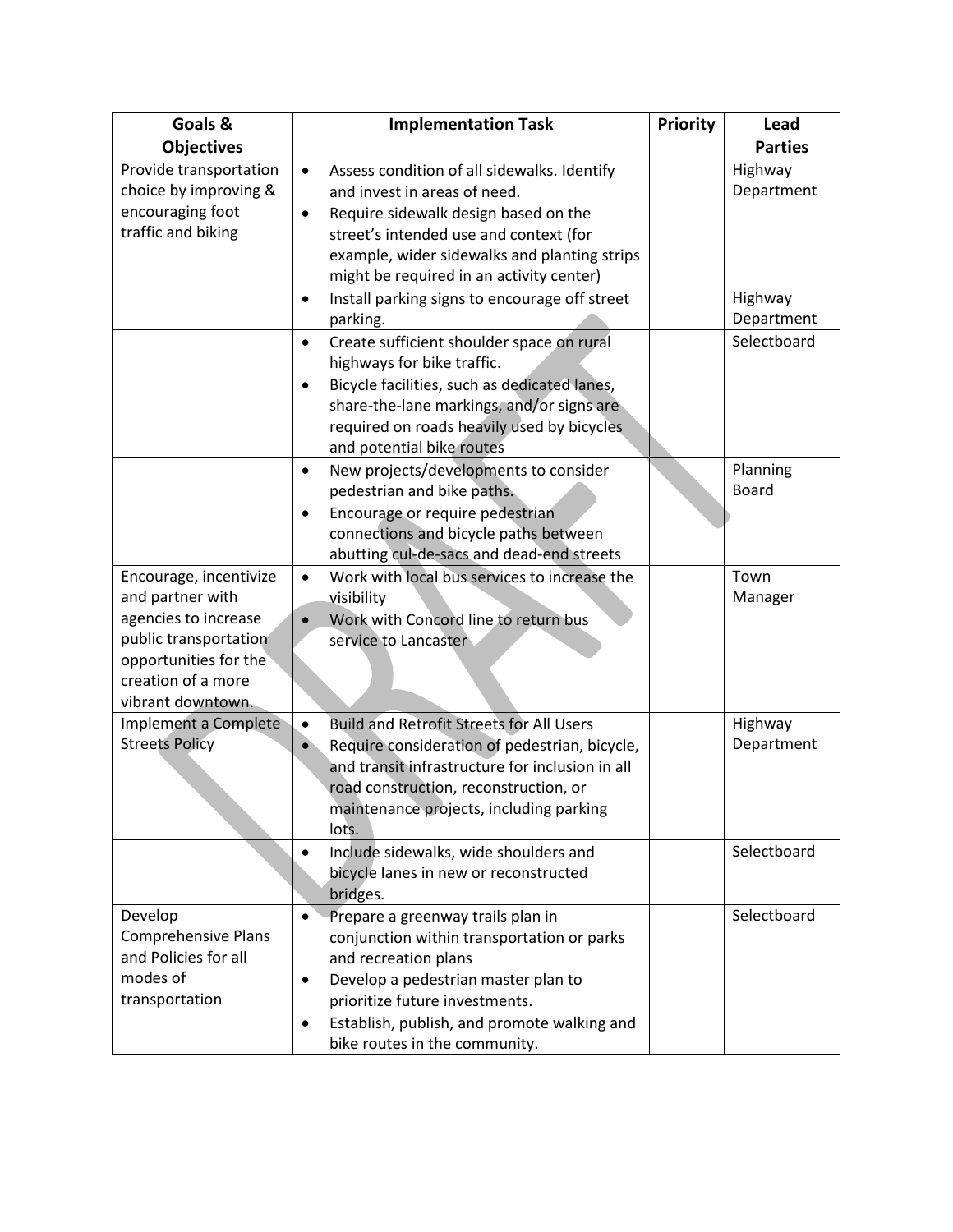| Goals & Objectives | Implementation Task | Priority | Lead Parties |
|---|---|---|---|
| Provide transportation choice by improving & encouraging foot traffic and biking | • Assess condition of all sidewalks. Identify and invest in areas of need.<br>• Require sidewalk design based on the street's intended use and context (for example, wider sidewalks and planting strips might be required in an activity center) | | Highway Department |
| | • Install parking signs to encourage off street parking. | | Highway Department |
| | • Create sufficient shoulder space on rural highways for bike traffic.<br>• Bicycle facilities, such as dedicated lanes, share-the-lane markings, and/or signs are required on roads heavily used by bicycles and potential bike routes | | Selectboard |
| | • New projects/developments to consider pedestrian and bike paths.<br>• Encourage or require pedestrian connections and bicycle paths between abutting cul-de-sacs and dead-end streets | | Planning Board |
| Encourage, incentivize and partner with agencies to increase public transportation opportunities for the creation of a more vibrant downtown. | • Work with local bus services to increase the visibility<br>• Work with Concord line to return bus service to Lancaster | | Town Manager |
| Implement a Complete Streets Policy | • Build and Retrofit Streets for All Users<br>• Require consideration of pedestrian, bicycle, and transit infrastructure for inclusion in all road construction, reconstruction, or maintenance projects, including parking lots. | | Highway Department |
| | • Include sidewalks, wide shoulders and bicycle lanes in new or reconstructed bridges. | | Selectboard |
| Develop Comprehensive Plans and Policies for all modes of transportation | • Prepare a greenway trails plan in conjunction within transportation or parks and recreation plans<br>• Develop a pedestrian master plan to prioritize future investments.<br>• Establish, publish, and promote walking and bike routes in the community. | | Selectboard |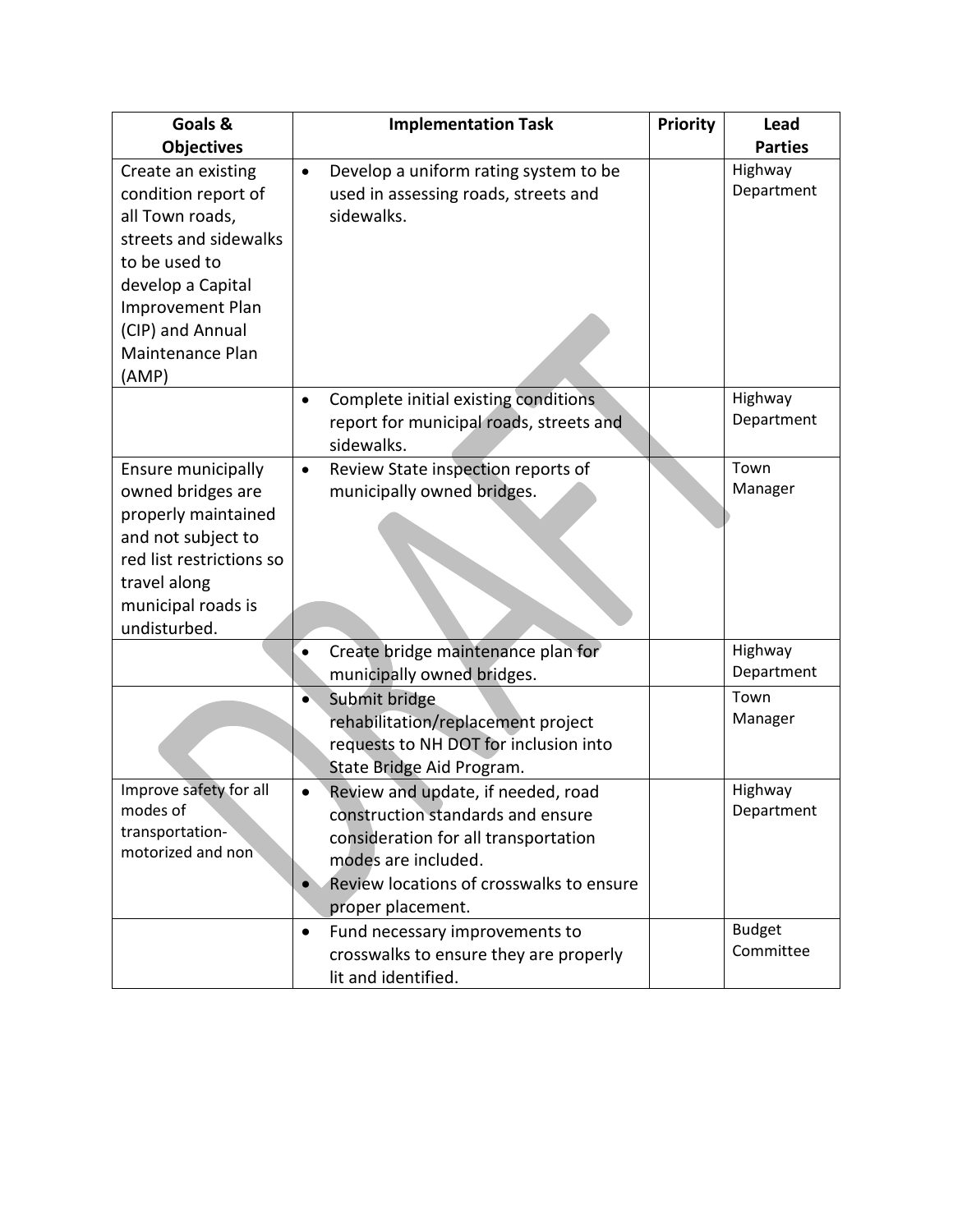| Goals & Objectives | Implementation Task | Priority | Lead Parties |
|---|---|---|---|
| Create an existing condition report of all Town roads, streets and sidewalks to be used to develop a Capital Improvement Plan (CIP) and Annual Maintenance Plan (AMP) | • Develop a uniform rating system to be used in assessing roads, streets and sidewalks. | | Highway Department |
| | • Complete initial existing conditions report for municipal roads, streets and sidewalks. | | Highway Department |
| Ensure municipally owned bridges are properly maintained and not subject to red list restrictions so travel along municipal roads is undisturbed. | • Review State inspection reports of municipally owned bridges. | | Town Manager |
| | • Create bridge maintenance plan for municipally owned bridges. | | Highway Department |
| | • Submit bridge rehabilitation/replacement project requests to NH DOT for inclusion into State Bridge Aid Program. | | Town Manager |
| Improve safety for all modes of transportation- motorized and non | • Review and update, if needed, road construction standards and ensure consideration for all transportation modes are included.<br>• Review locations of crosswalks to ensure proper placement. | | Highway Department |
| | • Fund necessary improvements to crosswalks to ensure they are properly lit and identified. | | Budget Committee |